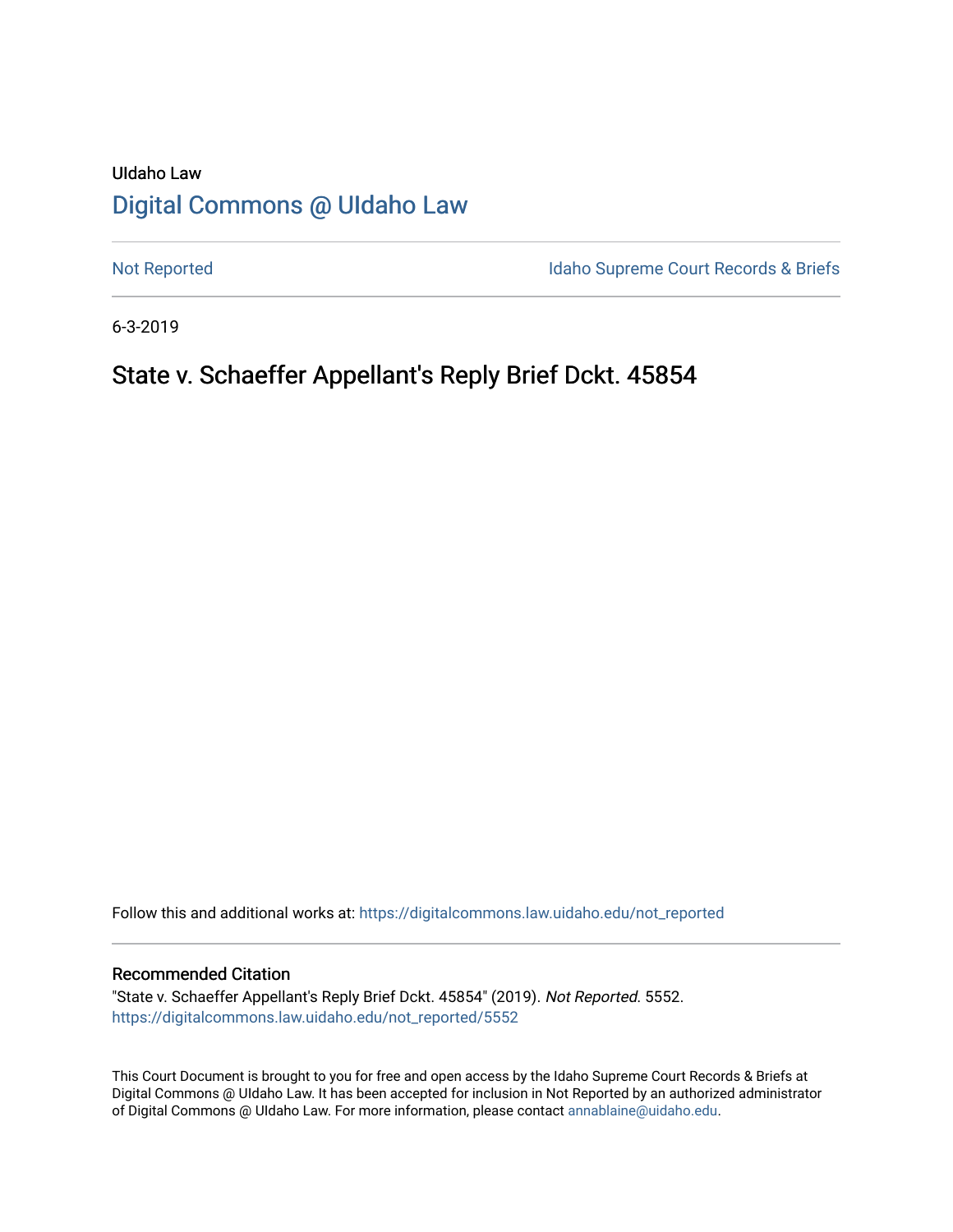UIdaho Law

# Digital Commons @ UIdaho Law

Not Reported

Idaho Supreme Court Records & Briefs

6-3-2019

## State v. Schaeffer Appellant's Reply Brief Dckt. 45854

Follow this and additional works at: https://digitalcommons.law.uidaho.edu/not_reported

### Recommended Citation

"State v. Schaeffer Appellant's Reply Brief Dckt. 45854" (2019). *Not Reported*. 5552.
https://digitalcommons.law.uidaho.edu/not_reported/5552

This Court Document is brought to you for free and open access by the Idaho Supreme Court Records & Briefs at Digital Commons @ UIdaho Law. It has been accepted for inclusion in Not Reported by an authorized administrator of Digital Commons @ UIdaho Law. For more information, please contact annablaine@uidaho.edu.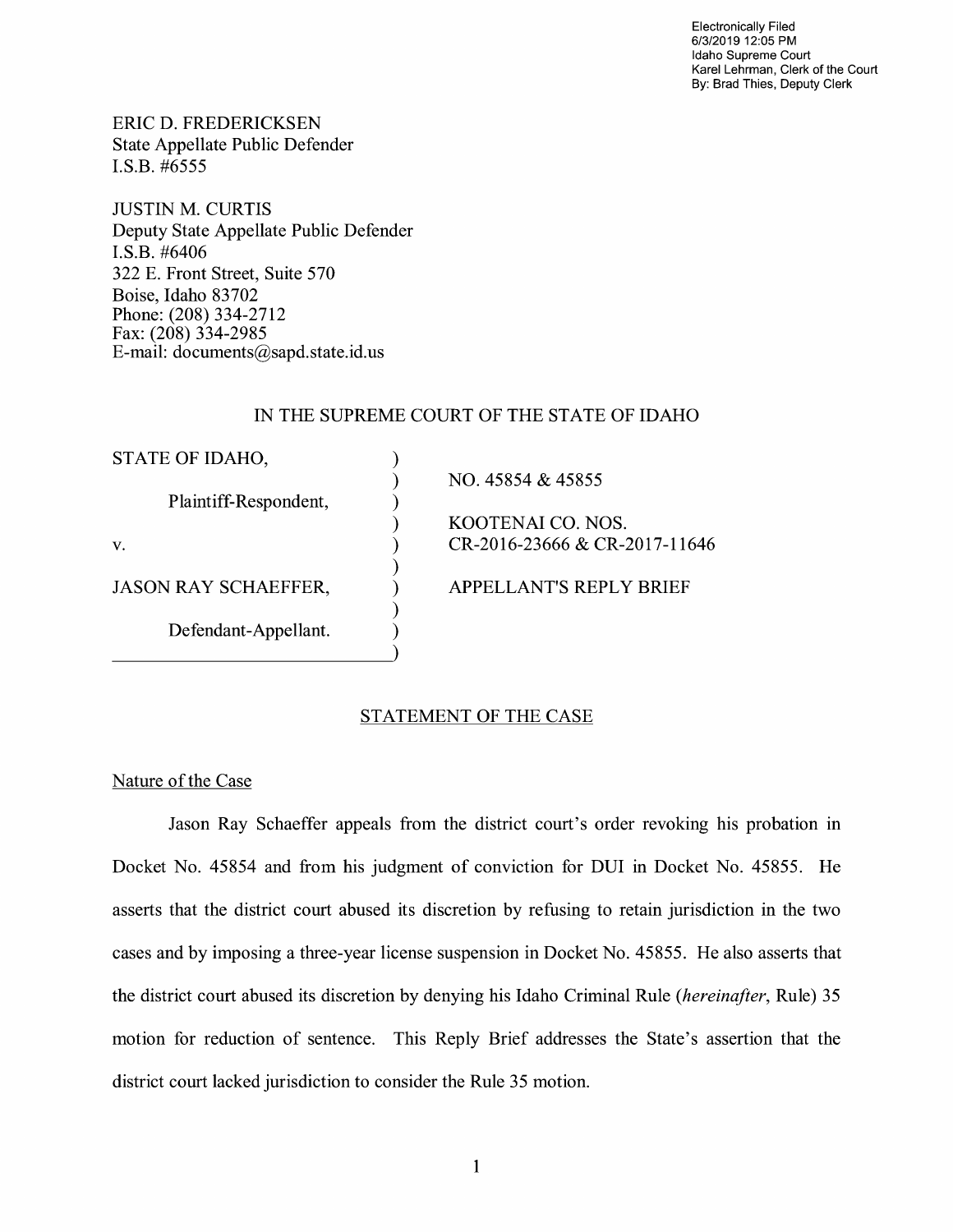Electronically Filed
6/3/2019 12:05 PM
Idaho Supreme Court
Karel Lehrman, Clerk of the Court
By: Brad Thies, Deputy Clerk

ERIC D. FREDERICKSEN
State Appellate Public Defender
I.S.B. #6555

JUSTIN M. CURTIS
Deputy State Appellate Public Defender
I.S.B. #6406
322 E. Front Street, Suite 570
Boise, Idaho 83702
Phone: (208) 334-2712
Fax: (208) 334-2985
E-mail: documents@sapd.state.id.us

IN THE SUPREME COURT OF THE STATE OF IDAHO

| | | |
|---|---|---|
| STATE OF IDAHO, | ) | |
| | ) | NO. 45854 & 45855 |
| Plaintiff-Respondent, | ) | |
| | ) | KOOTENAI CO. NOS. |
| v. | ) | CR-2016-23666 & CR-2017-11646 |
| | ) | |
| JASON RAY SCHAEFFER, | ) | APPELLANT'S REPLY BRIEF |
| | ) | |
| Defendant-Appellant. | ) | |
| | ) | |

## STATEMENT OF THE CASE

### Nature of the Case

Jason Ray Schaeffer appeals from the district court's order revoking his probation in Docket No. 45854 and from his judgment of conviction for DUI in Docket No. 45855. He asserts that the district court abused its discretion by refusing to retain jurisdiction in the two cases and by imposing a three-year license suspension in Docket No. 45855. He also asserts that the district court abused its discretion by denying his Idaho Criminal Rule (*hereinafter*, Rule) 35 motion for reduction of sentence. This Reply Brief addresses the State's assertion that the district court lacked jurisdiction to consider the Rule 35 motion.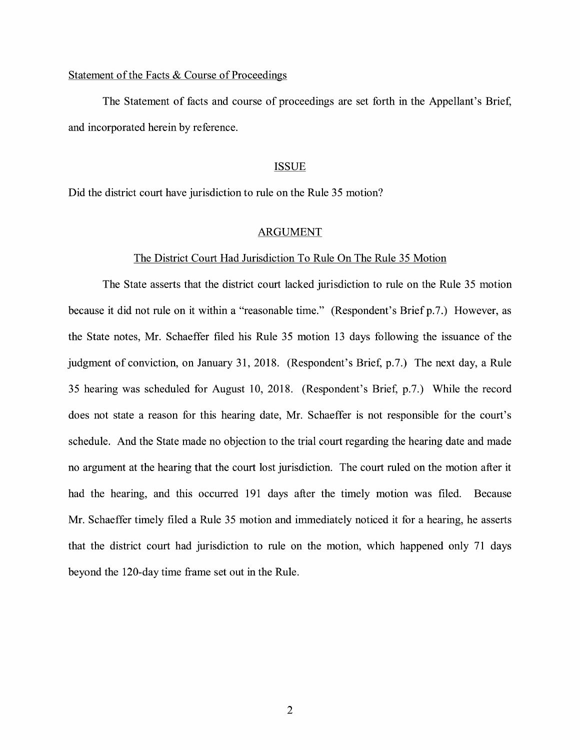Statement of the Facts & Course of Proceedings

The Statement of facts and course of proceedings are set forth in the Appellant's Brief, and incorporated herein by reference.

## ISSUE

Did the district court have jurisdiction to rule on the Rule 35 motion?

## ARGUMENT

### The District Court Had Jurisdiction To Rule On The Rule 35 Motion

The State asserts that the district court lacked jurisdiction to rule on the Rule 35 motion because it did not rule on it within a "reasonable time." (Respondent's Brief p.7.) However, as the State notes, Mr. Schaeffer filed his Rule 35 motion 13 days following the issuance of the judgment of conviction, on January 31, 2018. (Respondent's Brief, p.7.) The next day, a Rule 35 hearing was scheduled for August 10, 2018. (Respondent's Brief, p.7.) While the record does not state a reason for this hearing date, Mr. Schaeffer is not responsible for the court's schedule. And the State made no objection to the trial court regarding the hearing date and made no argument at the hearing that the court lost jurisdiction. The court ruled on the motion after it had the hearing, and this occurred 191 days after the timely motion was filed. Because Mr. Schaeffer timely filed a Rule 35 motion and immediately noticed it for a hearing, he asserts that the district court had jurisdiction to rule on the motion, which happened only 71 days beyond the 120-day time frame set out in the Rule.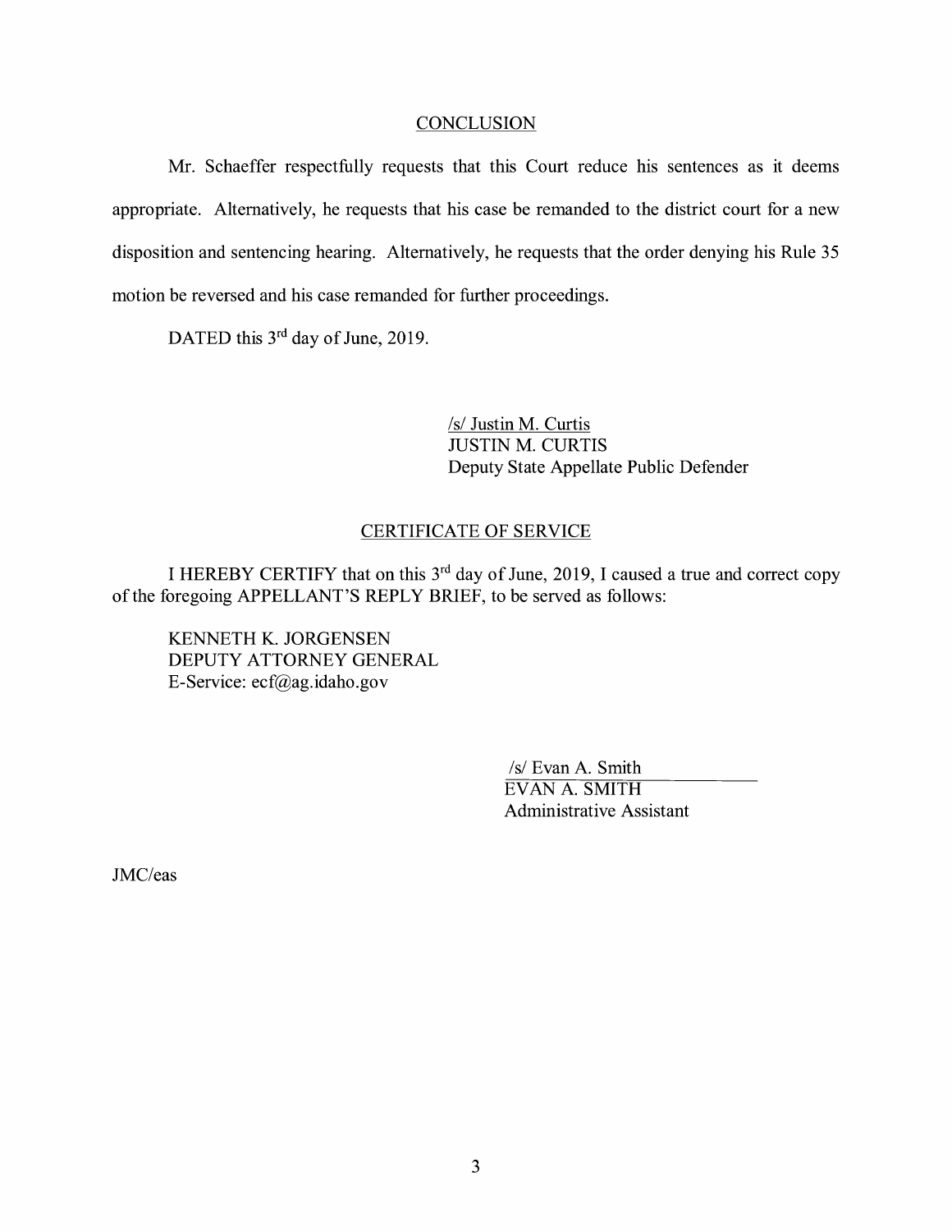## CONCLUSION

Mr. Schaeffer respectfully requests that this Court reduce his sentences as it deems appropriate. Alternatively, he requests that his case be remanded to the district court for a new disposition and sentencing hearing. Alternatively, he requests that the order denying his Rule 35 motion be reversed and his case remanded for further proceedings.

DATED this 3rd day of June, 2019.

/s/ Justin M. Curtis
JUSTIN M. CURTIS
Deputy State Appellate Public Defender

## CERTIFICATE OF SERVICE

I HEREBY CERTIFY that on this 3rd day of June, 2019, I caused a true and correct copy of the foregoing APPELLANT'S REPLY BRIEF, to be served as follows:

KENNETH K. JORGENSEN
DEPUTY ATTORNEY GENERAL
E-Service: ecf@ag.idaho.gov

/s/ Evan A. Smith
EVAN A. SMITH
Administrative Assistant

JMC/eas